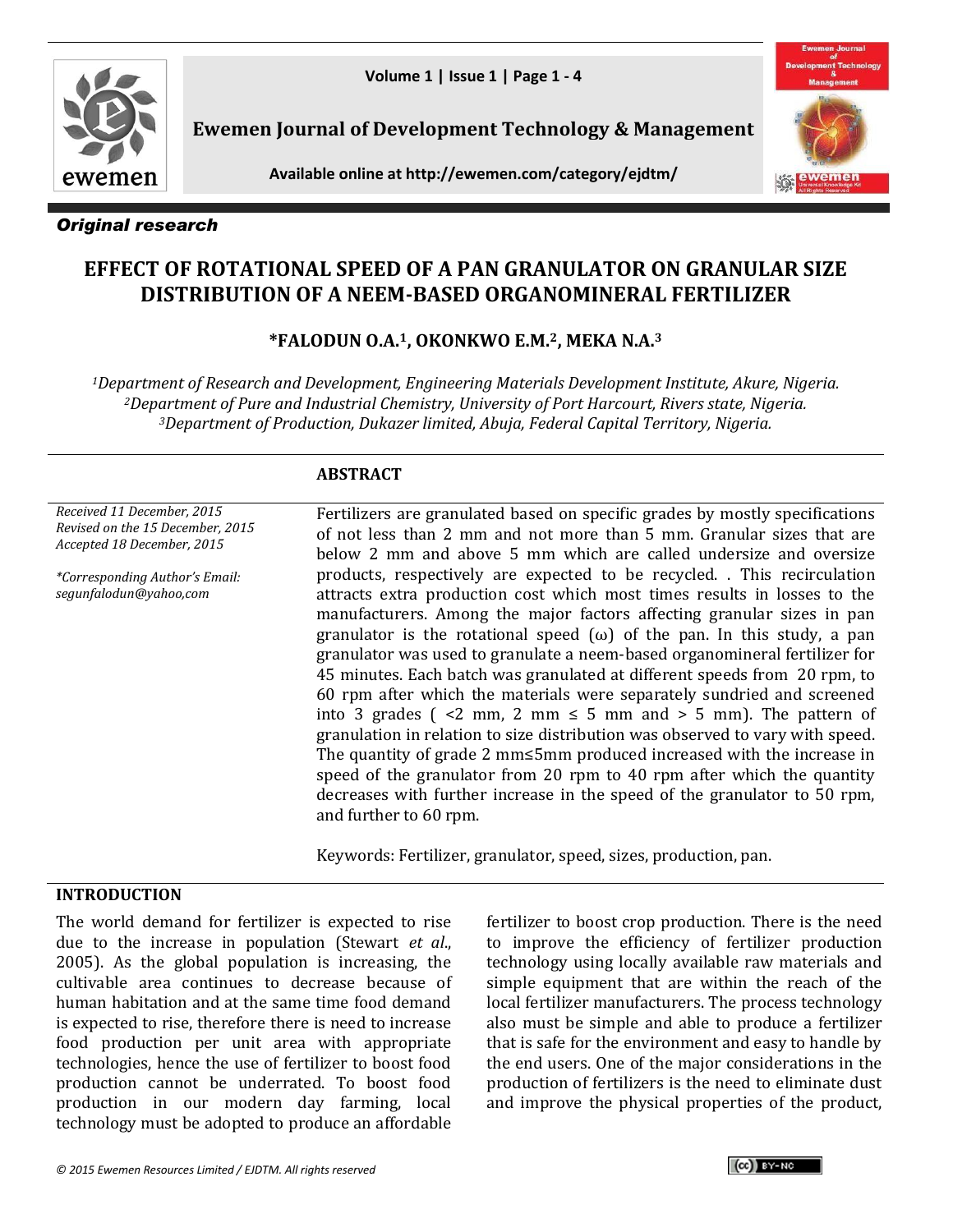*Original research*

# EFFECT OF ROTATIONAL SPEED OF A PAN GRANULATOR ON GRANULAR SIZE DISTRIBUTION OF A NEEM-BASED ORGANOMINERAL FERTILIZER

**\*FALODUN O.A.[1], OKONKWO E.M.[2], MEKA N.A.[3]**

[1]*Department of Research and Development, Engineering Materials Development Institute, Akure, Nigeria.*
[2]*Department of Pure and Industrial Chemistry, University of Port Harcourt, Rivers state, Nigeria.*
[3]*Department of Production, Dukazer limited, Abuja, Federal Capital Territory, Nigeria.*

*Received 11 December, 2015*
*Revised on the 15 December, 2015*
*Accepted 18 December, 2015*

*\*Corresponding Author's Email: segunfalodun@yahoo,com*

## ABSTRACT

Fertilizers are granulated based on specific grades by mostly specifications of not less than 2 mm and not more than 5 mm. Granular sizes that are below 2 mm and above 5 mm which are called undersize and oversize products, respectively are expected to be recycled. . This recirculation attracts extra production cost which most times results in losses to the manufacturers. Among the major factors affecting granular sizes in pan granulator is the rotational speed ($\omega$) of the pan. In this study, a pan granulator was used to granulate a neem-based organomineral fertilizer for 45 minutes. Each batch was granulated at different speeds from 20 rpm, to 60 rpm after which the materials were separately sundried and screened into 3 grades ( <2 mm, 2 mm ≤ 5 mm and > 5 mm). The pattern of granulation in relation to size distribution was observed to vary with speed. The quantity of grade 2 mm≤5mm produced increased with the increase in speed of the granulator from 20 rpm to 40 rpm after which the quantity decreases with further increase in the speed of the granulator to 50 rpm, and further to 60 rpm.

Keywords: Fertilizer, granulator, speed, sizes, production, pan.

## INTRODUCTION

The world demand for fertilizer is expected to rise due to the increase in population (Stewart *et al*., 2005). As the global population is increasing, the cultivable area continues to decrease because of human habitation and at the same time food demand is expected to rise, therefore there is need to increase food production per unit area with appropriate technologies, hence the use of fertilizer to boost food production cannot be underrated. To boost food production in our modern day farming, local technology must be adopted to produce an affordable fertilizer to boost crop production. There is the need to improve the efficiency of fertilizer production technology using locally available raw materials and simple equipment that are within the reach of the local fertilizer manufacturers. The process technology also must be simple and able to produce a fertilizer that is safe for the environment and easy to handle by the end users. One of the major considerations in the production of fertilizers is the need to eliminate dust and improve the physical properties of the product,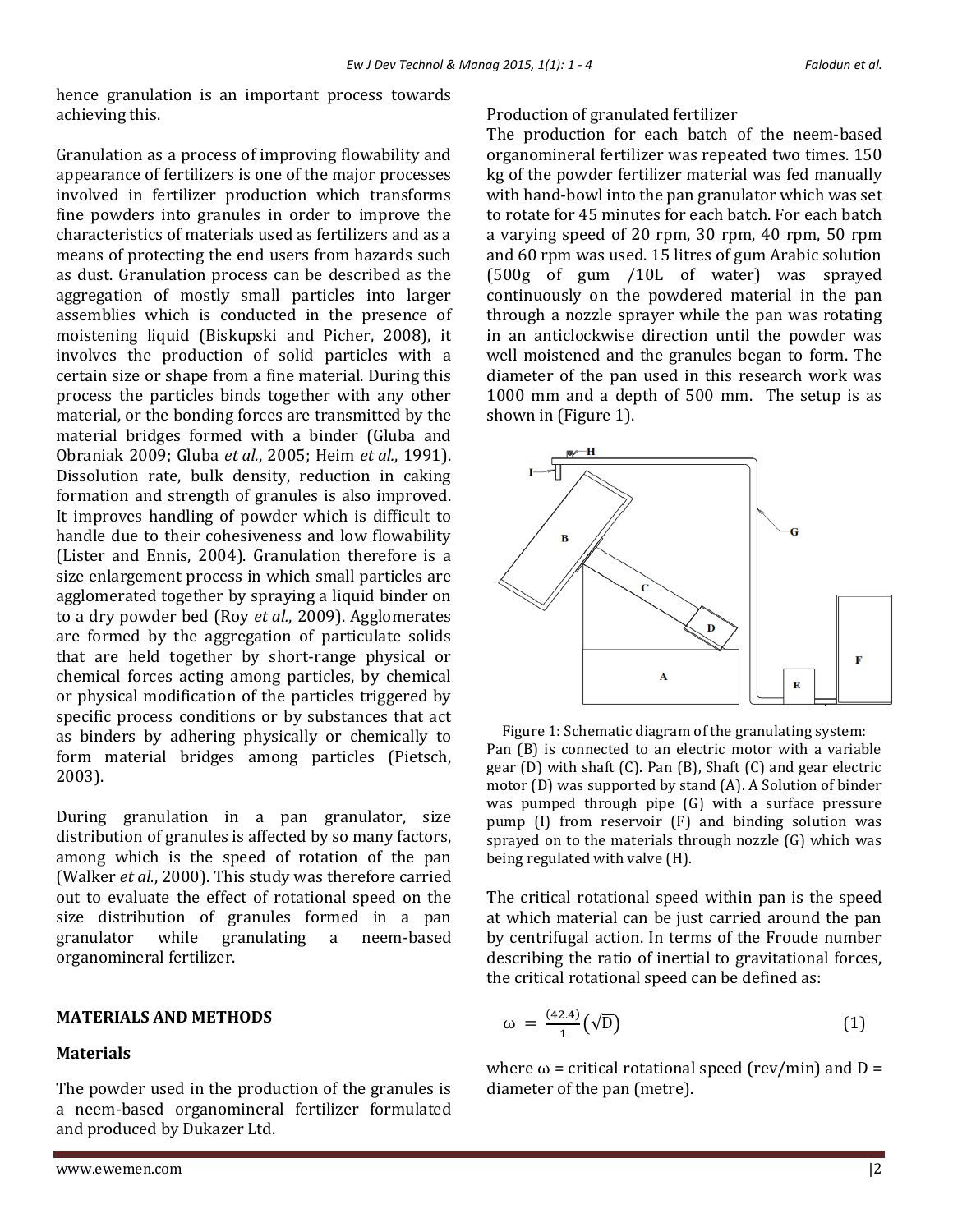hence granulation is an important process towards achieving this.

Granulation as a process of improving flowability and appearance of fertilizers is one of the major processes involved in fertilizer production which transforms fine powders into granules in order to improve the characteristics of materials used as fertilizers and as a means of protecting the end users from hazards such as dust. Granulation process can be described as the aggregation of mostly small particles into larger assemblies which is conducted in the presence of moistening liquid (Biskupski and Picher, 2008), it involves the production of solid particles with a certain size or shape from a fine material. During this process the particles binds together with any other material, or the bonding forces are transmitted by the material bridges formed with a binder (Gluba and Obraniak 2009; Gluba *et al.*, 2005; Heim *et al.*, 1991). Dissolution rate, bulk density, reduction in caking formation and strength of granules is also improved. It improves handling of powder which is difficult to handle due to their cohesiveness and low flowability (Lister and Ennis, 2004). Granulation therefore is a size enlargement process in which small particles are agglomerated together by spraying a liquid binder on to a dry powder bed (Roy *et al.*, 2009). Agglomerates are formed by the aggregation of particulate solids that are held together by short-range physical or chemical forces acting among particles, by chemical or physical modification of the particles triggered by specific process conditions or by substances that act as binders by adhering physically or chemically to form material bridges among particles (Pietsch, 2003).

During granulation in a pan granulator, size distribution of granules is affected by so many factors, among which is the speed of rotation of the pan (Walker *et al.*, 2000). This study was therefore carried out to evaluate the effect of rotational speed on the size distribution of granules formed in a pan granulator while granulating a neem-based organomineral fertilizer.

## MATERIALS AND METHODS

### Materials

The powder used in the production of the granules is a neem-based organomineral fertilizer formulated and produced by Dukazer Ltd.

Production of granulated fertilizer

The production for each batch of the neem-based organomineral fertilizer was repeated two times. 150 kg of the powder fertilizer material was fed manually with hand-bowl into the pan granulator which was set to rotate for 45 minutes for each batch. For each batch a varying speed of 20 rpm, 30 rpm, 40 rpm, 50 rpm and 60 rpm was used. 15 litres of gum Arabic solution (500g of gum /10L of water) was sprayed continuously on the powdered material in the pan through a nozzle sprayer while the pan was rotating in an anticlockwise direction until the powder was well moistened and the granules began to form. The diameter of the pan used in this research work was 1000 mm and a depth of 500 mm. The setup is as shown in (Figure 1).

Figure 1: Schematic diagram of the granulating system: Pan (B) is connected to an electric motor with a variable gear (D) with shaft (C). Pan (B), Shaft (C) and gear electric motor (D) was supported by stand (A). A Solution of binder was pumped through pipe (G) with a surface pressure pump (I) from reservoir (F) and binding solution was sprayed on to the materials through nozzle (G) which was being regulated with valve (H).

The critical rotational speed within pan is the speed at which material can be just carried around the pan by centrifugal action. In terms of the Froude number describing the ratio of inertial to gravitational forces, the critical rotational speed can be defined as:

$$\omega = \frac{(42.4)}{1}\left(\sqrt{D}\right) \qquad (1)$$

where ω = critical rotational speed (rev/min) and D = diameter of the pan (metre).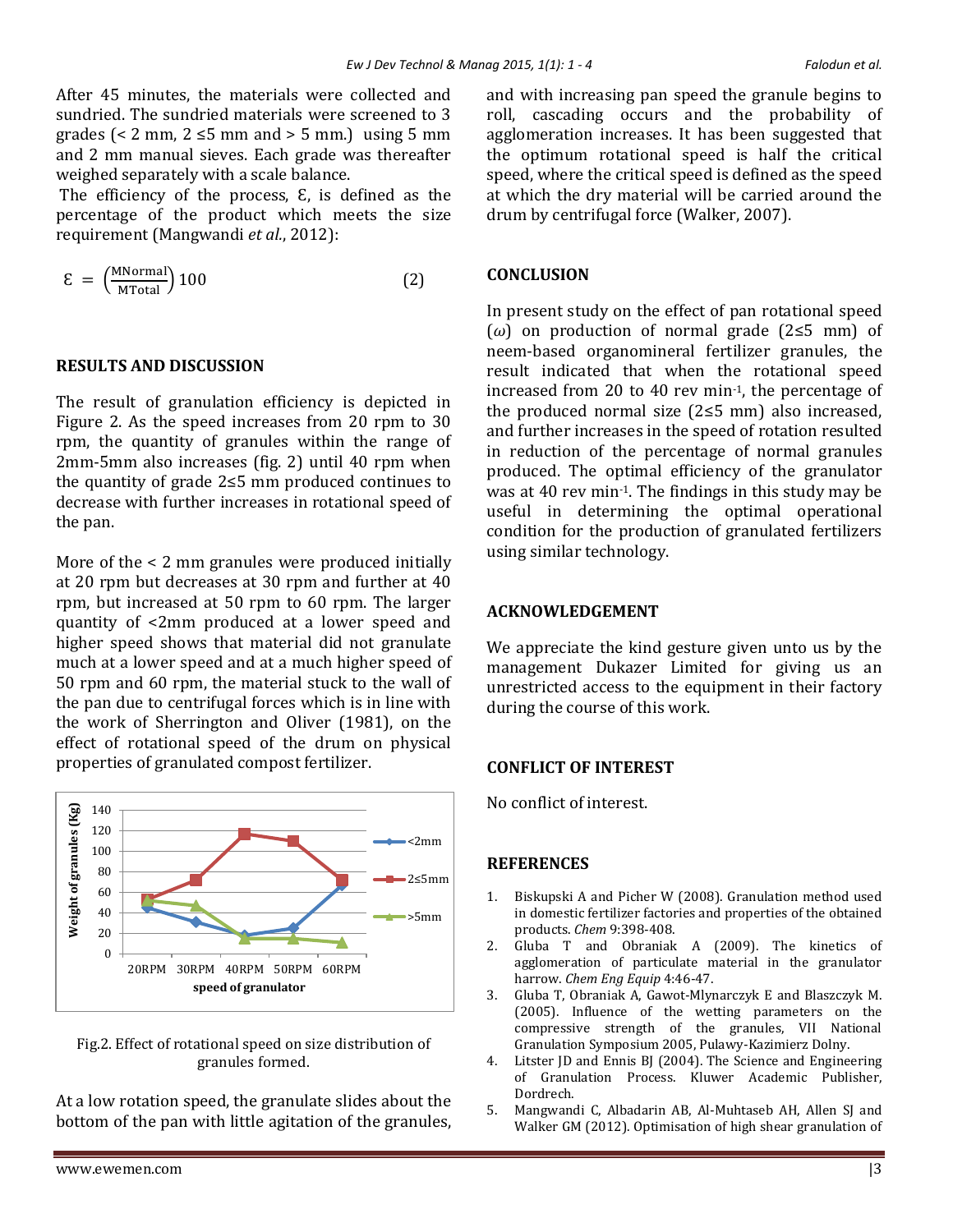After 45 minutes, the materials were collected and sundried. The sundried materials were screened to 3 grades (< 2 mm, 2 ≤5 mm and > 5 mm.) using 5 mm and 2 mm manual sieves. Each grade was thereafter weighed separately with a scale balance.

The efficiency of the process, Ɛ, is defined as the percentage of the product which meets the size requirement (Mangwandi *et al.*, 2012):

$$\varepsilon = \left(\frac{\text{MNormal}}{\text{MTotal}}\right) 100 \qquad (2)$$

## RESULTS AND DISCUSSION

The result of granulation efficiency is depicted in Figure 2. As the speed increases from 20 rpm to 30 rpm, the quantity of granules within the range of 2mm-5mm also increases (fig. 2) until 40 rpm when the quantity of grade 2≤5 mm produced continues to decrease with further increases in rotational speed of the pan.

More of the < 2 mm granules were produced initially at 20 rpm but decreases at 30 rpm and further at 40 rpm, but increased at 50 rpm to 60 rpm. The larger quantity of <2mm produced at a lower speed and higher speed shows that material did not granulate much at a lower speed and at a much higher speed of 50 rpm and 60 rpm, the material stuck to the wall of the pan due to centrifugal forces which is in line with the work of Sherrington and Oliver (1981), on the effect of rotational speed of the drum on physical properties of granulated compost fertilizer.

Fig.2. Effect of rotational speed on size distribution of granules formed.

At a low rotation speed, the granulate slides about the bottom of the pan with little agitation of the granules, and with increasing pan speed the granule begins to roll, cascading occurs and the probability of agglomeration increases. It has been suggested that the optimum rotational speed is half the critical speed, where the critical speed is defined as the speed at which the dry material will be carried around the drum by centrifugal force (Walker, 2007).

## CONCLUSION

In present study on the effect of pan rotational speed ($\omega$) on production of normal grade (2≤5 mm) of neem-based organomineral fertilizer granules, the result indicated that when the rotational speed increased from 20 to 40 rev min$^{-1}$, the percentage of the produced normal size (2≤5 mm) also increased, and further increases in the speed of rotation resulted in reduction of the percentage of normal granules produced. The optimal efficiency of the granulator was at 40 rev min$^{-1}$. The findings in this study may be useful in determining the optimal operational condition for the production of granulated fertilizers using similar technology.

## ACKNOWLEDGEMENT

We appreciate the kind gesture given unto us by the management Dukazer Limited for giving us an unrestricted access to the equipment in their factory during the course of this work.

## CONFLICT OF INTEREST

No conflict of interest.

## REFERENCES

1. Biskupski A and Picher W (2008). Granulation method used in domestic fertilizer factories and properties of the obtained products. *Chem* 9:398-408.
2. Gluba T and Obraniak A (2009). The kinetics of agglomeration of particulate material in the granulator harrow. *Chem Eng Equip* 4:46-47.
3. Gluba T, Obraniak A, Gawot-Mlynarczyk E and Blaszczyk M. (2005). Influence of the wetting parameters on the compressive strength of the granules, VII National Granulation Symposium 2005, Pulawy-Kazimierz Dolny.
4. Litster JD and Ennis BJ (2004). The Science and Engineering of Granulation Process. Kluwer Academic Publisher, Dordrech.
5. Mangwandi C, Albadarin AB, Al-Muhtaseb AH, Allen SJ and Walker GM (2012). Optimisation of high shear granulation of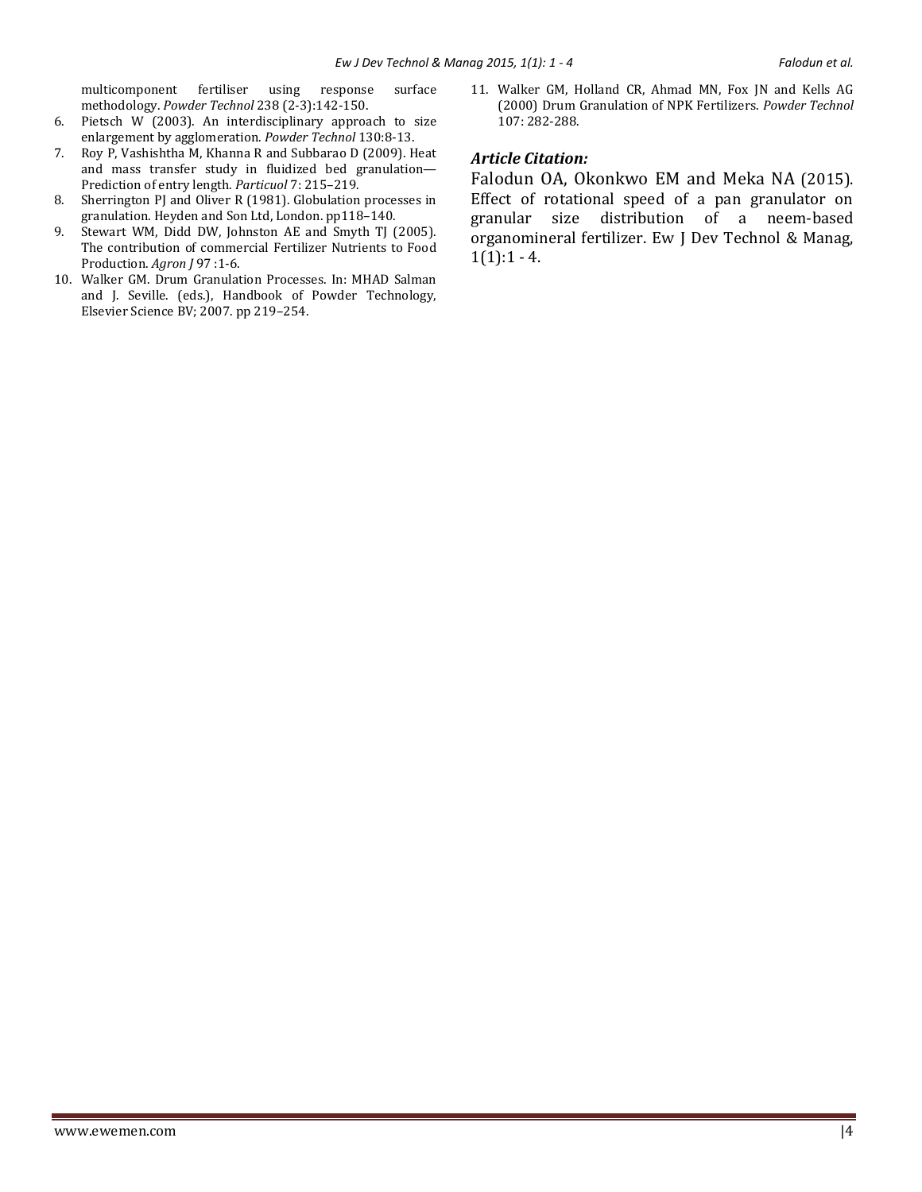multicomponent fertiliser using response surface methodology. *Powder Technol* 238 (2-3):142-150.

6. Pietsch W (2003). An interdisciplinary approach to size enlargement by agglomeration. *Powder Technol* 130:8-13.
7. Roy P, Vashishtha M, Khanna R and Subbarao D (2009). Heat and mass transfer study in fluidized bed granulation—Prediction of entry length. *Particuol* 7: 215–219.
8. Sherrington PJ and Oliver R (1981). Globulation processes in granulation. Heyden and Son Ltd, London. pp118–140.
9. Stewart WM, Didd DW, Johnston AE and Smyth TJ (2005). The contribution of commercial Fertilizer Nutrients to Food Production. *Agron J* 97 :1-6.
10. Walker GM. Drum Granulation Processes. In: MHAD Salman and J. Seville. (eds.), Handbook of Powder Technology, Elsevier Science BV; 2007. pp 219–254.
11. Walker GM, Holland CR, Ahmad MN, Fox JN and Kells AG (2000) Drum Granulation of NPK Fertilizers. *Powder Technol* 107: 282-288.

### *Article Citation:*

Falodun OA, Okonkwo EM and Meka NA (2015). Effect of rotational speed of a pan granulator on granular size distribution of a neem-based organomineral fertilizer. Ew J Dev Technol & Manag, 1(1):1 - 4.